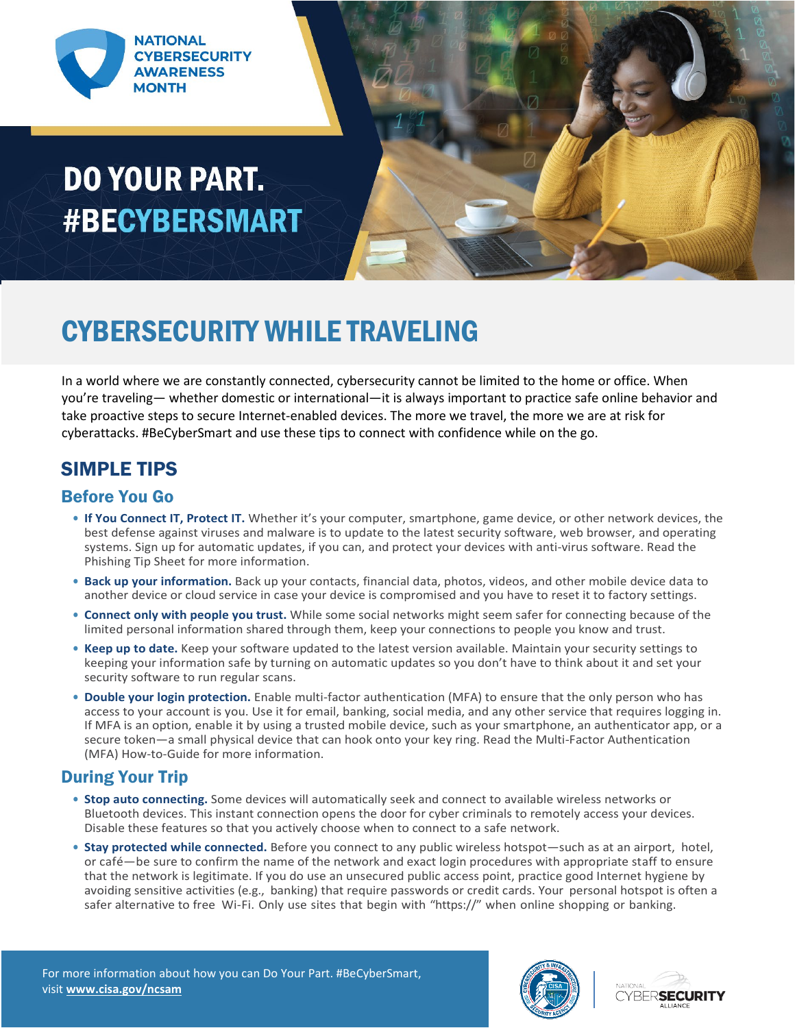NATIONAL CYBERSECURITY AWARENESS MONTH

# DO YOUR PART. #BECYBERSMART

# CYBERSECURITY WHILE TRAVELING

In a world where we are constantly connected, cybersecurity cannot be limited to the home or office. When you're traveling— whether domestic or international—it is always important to practice safe online behavior and take proactive steps to secure Internet-enabled devices. The more we travel, the more we are at risk for cyberattacks. #BeCyberSmart and use these tips to connect with confidence while on the go.

## SIMPLE TIPS

### Before You Go

- **If You Connect IT, Protect IT.** Whether it's your computer, smartphone, game device, or other network devices, the best defense against viruses and malware is to update to the latest security software, web browser, and operating systems. Sign up for automatic updates, if you can, and protect your devices with anti-virus software. Read the Phishing Tip Sheet for more information.
- **Back up your information.** Back up your contacts, financial data, photos, videos, and other mobile device data to another device or cloud service in case your device is compromised and you have to reset it to factory settings.
- **Connect only with people you trust.** While some social networks might seem safer for connecting because of the limited personal information shared through them, keep your connections to people you know and trust.
- **Keep up to date.** Keep your software updated to the latest version available. Maintain your security settings to keeping your information safe by turning on automatic updates so you don't have to think about it and set your security software to run regular scans.
- **Double your login protection.** Enable multi-factor authentication (MFA) to ensure that the only person who has access to your account is you. Use it for email, banking, social media, and any other service that requires logging in. If MFA is an option, enable it by using a trusted mobile device, such as your smartphone, an authenticator app, or a secure token—a small physical device that can hook onto your key ring. Read the Multi-Factor Authentication (MFA) How-to-Guide for more information.

### During Your Trip

- **Stop auto connecting.** Some devices will automatically seek and connect to available wireless networks or Bluetooth devices. This instant connection opens the door for cyber criminals to remotely access your devices. Disable these features so that you actively choose when to connect to a safe network.
- **Stay protected while connected.** Before you connect to any public wireless hotspot—such as at an airport, hotel, or café—be sure to confirm the name of the network and exact login procedures with appropriate staff to ensure that the network is legitimate. If you do use an unsecured public access point, practice good Internet hygiene by avoiding sensitive activities (e.g., banking) that require passwords or credit cards. Your personal hotspot is often a safer alternative to free Wi-Fi. Only use sites that begin with "https://" when online shopping or banking.

For more information about how you can Do Your Part. #BeCyberSmart, visit **www.cisa.gov/ncsam**

NATIONAL CYBERSECURITY ALLIANCE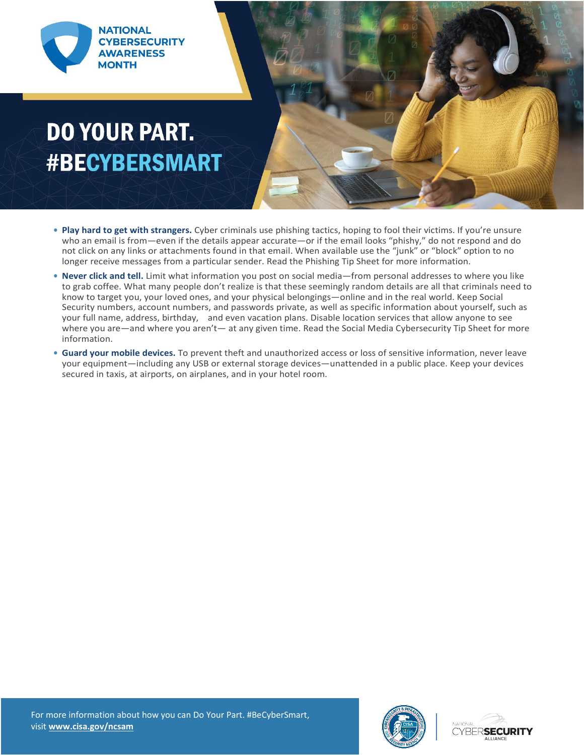NATIONAL CYBERSECURITY AWARENESS MONTH

# DO YOUR PART. #BECYBERSMART

- **Play hard to get with strangers.** Cyber criminals use phishing tactics, hoping to fool their victims. If you're unsure who an email is from—even if the details appear accurate—or if the email looks "phishy," do not respond and do not click on any links or attachments found in that email. When available use the "junk" or "block" option to no longer receive messages from a particular sender. Read the Phishing Tip Sheet for more information.
- **Never click and tell.** Limit what information you post on social media—from personal addresses to where you like to grab coffee. What many people don't realize is that these seemingly random details are all that criminals need to know to target you, your loved ones, and your physical belongings—online and in the real world. Keep Social Security numbers, account numbers, and passwords private, as well as specific information about yourself, such as your full name, address, birthday, and even vacation plans. Disable location services that allow anyone to see where you are—and where you aren't— at any given time. Read the Social Media Cybersecurity Tip Sheet for more information.
- **Guard your mobile devices.** To prevent theft and unauthorized access or loss of sensitive information, never leave your equipment—including any USB or external storage devices—unattended in a public place. Keep your devices secured in taxis, at airports, on airplanes, and in your hotel room.

For more information about how you can Do Your Part. #BeCyberSmart, visit **www.cisa.gov/ncsam**